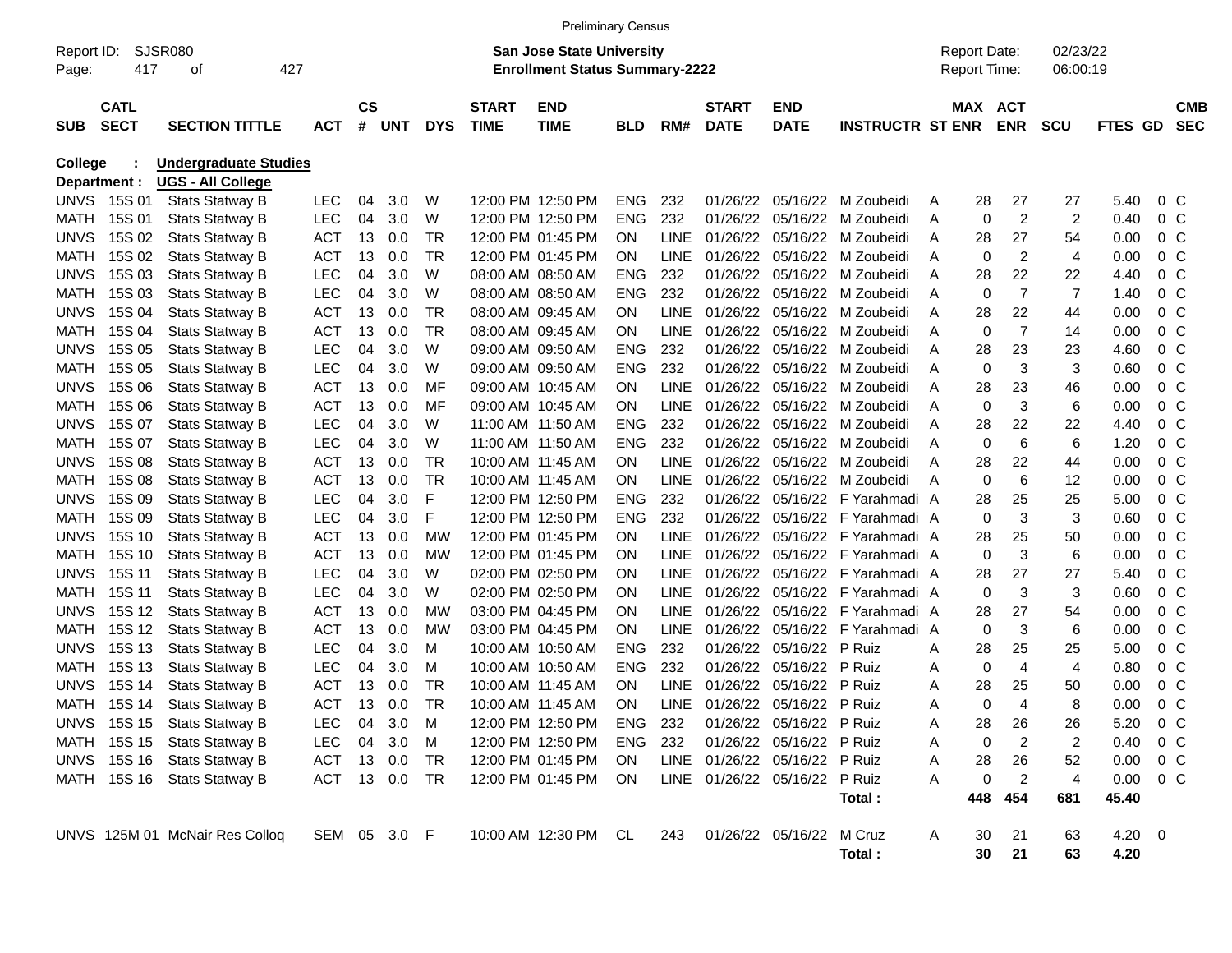Preliminary Census

Report ID: SJSR080

**San Jose State University**
**Enrollment Status Summary-2222**

Report Date: 02/23/22
Report Time: 06:00:19

**College : Undergraduate Studies**
**Department : UGS - All College**

| SUB | CATL SECT | SECTION TITTLE | ACT | CS # | UNT | DYS | START TIME | END TIME | BLD | RM# | START DATE | END DATE | INSTRUCTR | ST | MAX ENR | ACT ENR | SCU | FTES | GD | CMB SEC |
|---|---|---|---|---|---|---|---|---|---|---|---|---|---|---|---|---|---|---|---|---|
| UNVS | 15S 01 | Stats Statway B | LEC | 04 | 3.0 | W | 12:00 PM | 12:50 PM | ENG | 232 | 01/26/22 | 05/16/22 | M Zoubeidi | A | 28 | 27 | 27 | 5.40 | 0 | C |
| MATH | 15S 01 | Stats Statway B | LEC | 04 | 3.0 | W | 12:00 PM | 12:50 PM | ENG | 232 | 01/26/22 | 05/16/22 | M Zoubeidi | A | 0 | 2 | 2 | 0.40 | 0 | C |
| UNVS | 15S 02 | Stats Statway B | ACT | 13 | 0.0 | TR | 12:00 PM | 01:45 PM | ON | LINE | 01/26/22 | 05/16/22 | M Zoubeidi | A | 28 | 27 | 54 | 0.00 | 0 | C |
| MATH | 15S 02 | Stats Statway B | ACT | 13 | 0.0 | TR | 12:00 PM | 01:45 PM | ON | LINE | 01/26/22 | 05/16/22 | M Zoubeidi | A | 0 | 2 | 4 | 0.00 | 0 | C |
| UNVS | 15S 03 | Stats Statway B | LEC | 04 | 3.0 | W | 08:00 AM | 08:50 AM | ENG | 232 | 01/26/22 | 05/16/22 | M Zoubeidi | A | 28 | 22 | 22 | 4.40 | 0 | C |
| MATH | 15S 03 | Stats Statway B | LEC | 04 | 3.0 | W | 08:00 AM | 08:50 AM | ENG | 232 | 01/26/22 | 05/16/22 | M Zoubeidi | A | 0 | 7 | 7 | 1.40 | 0 | C |
| UNVS | 15S 04 | Stats Statway B | ACT | 13 | 0.0 | TR | 08:00 AM | 09:45 AM | ON | LINE | 01/26/22 | 05/16/22 | M Zoubeidi | A | 28 | 22 | 44 | 0.00 | 0 | C |
| MATH | 15S 04 | Stats Statway B | ACT | 13 | 0.0 | TR | 08:00 AM | 09:45 AM | ON | LINE | 01/26/22 | 05/16/22 | M Zoubeidi | A | 0 | 7 | 14 | 0.00 | 0 | C |
| UNVS | 15S 05 | Stats Statway B | LEC | 04 | 3.0 | W | 09:00 AM | 09:50 AM | ENG | 232 | 01/26/22 | 05/16/22 | M Zoubeidi | A | 28 | 23 | 23 | 4.60 | 0 | C |
| MATH | 15S 05 | Stats Statway B | LEC | 04 | 3.0 | W | 09:00 AM | 09:50 AM | ENG | 232 | 01/26/22 | 05/16/22 | M Zoubeidi | A | 0 | 3 | 3 | 0.60 | 0 | C |
| UNVS | 15S 06 | Stats Statway B | ACT | 13 | 0.0 | MF | 09:00 AM | 10:45 AM | ON | LINE | 01/26/22 | 05/16/22 | M Zoubeidi | A | 28 | 23 | 46 | 0.00 | 0 | C |
| MATH | 15S 06 | Stats Statway B | ACT | 13 | 0.0 | MF | 09:00 AM | 10:45 AM | ON | LINE | 01/26/22 | 05/16/22 | M Zoubeidi | A | 0 | 3 | 6 | 0.00 | 0 | C |
| UNVS | 15S 07 | Stats Statway B | LEC | 04 | 3.0 | W | 11:00 AM | 11:50 AM | ENG | 232 | 01/26/22 | 05/16/22 | M Zoubeidi | A | 28 | 22 | 22 | 4.40 | 0 | C |
| MATH | 15S 07 | Stats Statway B | LEC | 04 | 3.0 | W | 11:00 AM | 11:50 AM | ENG | 232 | 01/26/22 | 05/16/22 | M Zoubeidi | A | 0 | 6 | 6 | 1.20 | 0 | C |
| UNVS | 15S 08 | Stats Statway B | ACT | 13 | 0.0 | TR | 10:00 AM | 11:45 AM | ON | LINE | 01/26/22 | 05/16/22 | M Zoubeidi | A | 28 | 22 | 44 | 0.00 | 0 | C |
| MATH | 15S 08 | Stats Statway B | ACT | 13 | 0.0 | TR | 10:00 AM | 11:45 AM | ON | LINE | 01/26/22 | 05/16/22 | M Zoubeidi | A | 0 | 6 | 12 | 0.00 | 0 | C |
| UNVS | 15S 09 | Stats Statway B | LEC | 04 | 3.0 | F | 12:00 PM | 12:50 PM | ENG | 232 | 01/26/22 | 05/16/22 | F Yarahmadi | A | 28 | 25 | 25 | 5.00 | 0 | C |
| MATH | 15S 09 | Stats Statway B | LEC | 04 | 3.0 | F | 12:00 PM | 12:50 PM | ENG | 232 | 01/26/22 | 05/16/22 | F Yarahmadi | A | 0 | 3 | 3 | 0.60 | 0 | C |
| UNVS | 15S 10 | Stats Statway B | ACT | 13 | 0.0 | MW | 12:00 PM | 01:45 PM | ON | LINE | 01/26/22 | 05/16/22 | F Yarahmadi | A | 28 | 25 | 50 | 0.00 | 0 | C |
| MATH | 15S 10 | Stats Statway B | ACT | 13 | 0.0 | MW | 12:00 PM | 01:45 PM | ON | LINE | 01/26/22 | 05/16/22 | F Yarahmadi | A | 0 | 3 | 6 | 0.00 | 0 | C |
| UNVS | 15S 11 | Stats Statway B | LEC | 04 | 3.0 | W | 02:00 PM | 02:50 PM | ON | LINE | 01/26/22 | 05/16/22 | F Yarahmadi | A | 28 | 27 | 27 | 5.40 | 0 | C |
| MATH | 15S 11 | Stats Statway B | LEC | 04 | 3.0 | W | 02:00 PM | 02:50 PM | ON | LINE | 01/26/22 | 05/16/22 | F Yarahmadi | A | 0 | 3 | 3 | 0.60 | 0 | C |
| UNVS | 15S 12 | Stats Statway B | ACT | 13 | 0.0 | MW | 03:00 PM | 04:45 PM | ON | LINE | 01/26/22 | 05/16/22 | F Yarahmadi | A | 28 | 27 | 54 | 0.00 | 0 | C |
| MATH | 15S 12 | Stats Statway B | ACT | 13 | 0.0 | MW | 03:00 PM | 04:45 PM | ON | LINE | 01/26/22 | 05/16/22 | F Yarahmadi | A | 0 | 3 | 6 | 0.00 | 0 | C |
| UNVS | 15S 13 | Stats Statway B | LEC | 04 | 3.0 | M | 10:00 AM | 10:50 AM | ENG | 232 | 01/26/22 | 05/16/22 | P Ruiz | A | 28 | 25 | 25 | 5.00 | 0 | C |
| MATH | 15S 13 | Stats Statway B | LEC | 04 | 3.0 | M | 10:00 AM | 10:50 AM | ENG | 232 | 01/26/22 | 05/16/22 | P Ruiz | A | 0 | 4 | 4 | 0.80 | 0 | C |
| UNVS | 15S 14 | Stats Statway B | ACT | 13 | 0.0 | TR | 10:00 AM | 11:45 AM | ON | LINE | 01/26/22 | 05/16/22 | P Ruiz | A | 28 | 25 | 50 | 0.00 | 0 | C |
| MATH | 15S 14 | Stats Statway B | ACT | 13 | 0.0 | TR | 10:00 AM | 11:45 AM | ON | LINE | 01/26/22 | 05/16/22 | P Ruiz | A | 0 | 4 | 8 | 0.00 | 0 | C |
| UNVS | 15S 15 | Stats Statway B | LEC | 04 | 3.0 | M | 12:00 PM | 12:50 PM | ENG | 232 | 01/26/22 | 05/16/22 | P Ruiz | A | 28 | 26 | 26 | 5.20 | 0 | C |
| MATH | 15S 15 | Stats Statway B | LEC | 04 | 3.0 | M | 12:00 PM | 12:50 PM | ENG | 232 | 01/26/22 | 05/16/22 | P Ruiz | A | 0 | 2 | 2 | 0.40 | 0 | C |
| UNVS | 15S 16 | Stats Statway B | ACT | 13 | 0.0 | TR | 12:00 PM | 01:45 PM | ON | LINE | 01/26/22 | 05/16/22 | P Ruiz | A | 28 | 26 | 52 | 0.00 | 0 | C |
| MATH | 15S 16 | Stats Statway B | ACT | 13 | 0.0 | TR | 12:00 PM | 01:45 PM | ON | LINE | 01/26/22 | 05/16/22 | P Ruiz | A | 0 | 2 | 4 | 0.00 | 0 | C |
| | | | | | | | | | | | | | **Total :** | | **448** | **454** | **681** | **45.40** | | |
| UNVS | 125M 01 | McNair Res Colloq | SEM | 05 | 3.0 | F | 10:00 AM | 12:30 PM | CL | 243 | 01/26/22 | 05/16/22 | M Cruz | A | 30 | 21 | 63 | 4.20 | 0 | |
| | | | | | | | | | | | | | **Total :** | | **30** | **21** | **63** | **4.20** | | |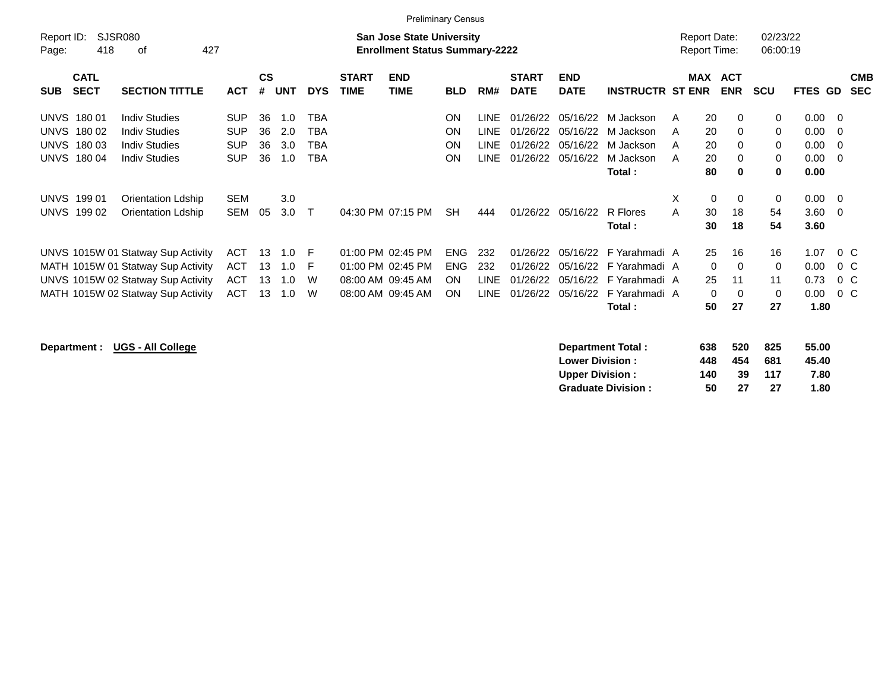Preliminary Census

Report ID: SJSR080
Page: 418 of 427

**San Jose State University**
**Enrollment Status Summary-2222**

Report Date: 02/23/22
Report Time: 06:00:19

| SUB | CATL SECT | SECTION TITTLE | ACT | CS # | UNT | DYS | START TIME | END TIME | BLD | RM# | START DATE | END DATE | INSTRUCTR | ST | MAX ENR | ACT ENR | SCU | FTES | GD | CMB SEC |
|---|---|---|---|---|---|---|---|---|---|---|---|---|---|---|---|---|---|---|---|---|
| UNVS | 180 01 | Indiv Studies | SUP | 36 | 1.0 | TBA | | | ON | LINE | 01/26/22 | 05/16/22 | M Jackson | A | 20 | 0 | 0 | 0.00 | 0 | |
| UNVS | 180 02 | Indiv Studies | SUP | 36 | 2.0 | TBA | | | ON | LINE | 01/26/22 | 05/16/22 | M Jackson | A | 20 | 0 | 0 | 0.00 | 0 | |
| UNVS | 180 03 | Indiv Studies | SUP | 36 | 3.0 | TBA | | | ON | LINE | 01/26/22 | 05/16/22 | M Jackson | A | 20 | 0 | 0 | 0.00 | 0 | |
| UNVS | 180 04 | Indiv Studies | SUP | 36 | 1.0 | TBA | | | ON | LINE | 01/26/22 | 05/16/22 | M Jackson | A | 20 | 0 | 0 | 0.00 | 0 | |
| | | | | | | | | | | | | | **Total :** | | **80** | **0** | **0** | **0.00** | | |
| UNVS | 199 01 | Orientation Ldship | SEM | | 3.0 | | | | | | | | | X | 0 | 0 | 0 | 0.00 | 0 | |
| UNVS | 199 02 | Orientation Ldship | SEM | 05 | 3.0 | T | 04:30 PM | 07:15 PM | SH | 444 | 01/26/22 | 05/16/22 | R Flores | A | 30 | 18 | 54 | 3.60 | 0 | |
| | | | | | | | | | | | | | **Total :** | | **30** | **18** | **54** | **3.60** | | |
| UNVS | 1015W 01 | Statway Sup Activity | ACT | 13 | 1.0 | F | 01:00 PM | 02:45 PM | ENG | 232 | 01/26/22 | 05/16/22 | F Yarahmadi | A | 25 | 16 | 16 | 1.07 | 0 | C |
| MATH | 1015W 01 | Statway Sup Activity | ACT | 13 | 1.0 | F | 01:00 PM | 02:45 PM | ENG | 232 | 01/26/22 | 05/16/22 | F Yarahmadi | A | 0 | 0 | 0 | 0.00 | 0 | C |
| UNVS | 1015W 02 | Statway Sup Activity | ACT | 13 | 1.0 | W | 08:00 AM | 09:45 AM | ON | LINE | 01/26/22 | 05/16/22 | F Yarahmadi | A | 25 | 11 | 11 | 0.73 | 0 | C |
| MATH | 1015W 02 | Statway Sup Activity | ACT | 13 | 1.0 | W | 08:00 AM | 09:45 AM | ON | LINE | 01/26/22 | 05/16/22 | F Yarahmadi | A | 0 | 0 | 0 | 0.00 | 0 | C |
| | | | | | | | | | | | | | **Total :** | | **50** | **27** | **27** | **1.80** | | |

**Department :** **UGS - All College**

| | MAX ENR | ACT ENR | SCU | FTES |
|---|---|---|---|---|
| **Department Total :** | **638** | **520** | **825** | **55.00** |
| **Lower Division :** | **448** | **454** | **681** | **45.40** |
| **Upper Division :** | **140** | **39** | **117** | **7.80** |
| **Graduate Division :** | **50** | **27** | **27** | **1.80** |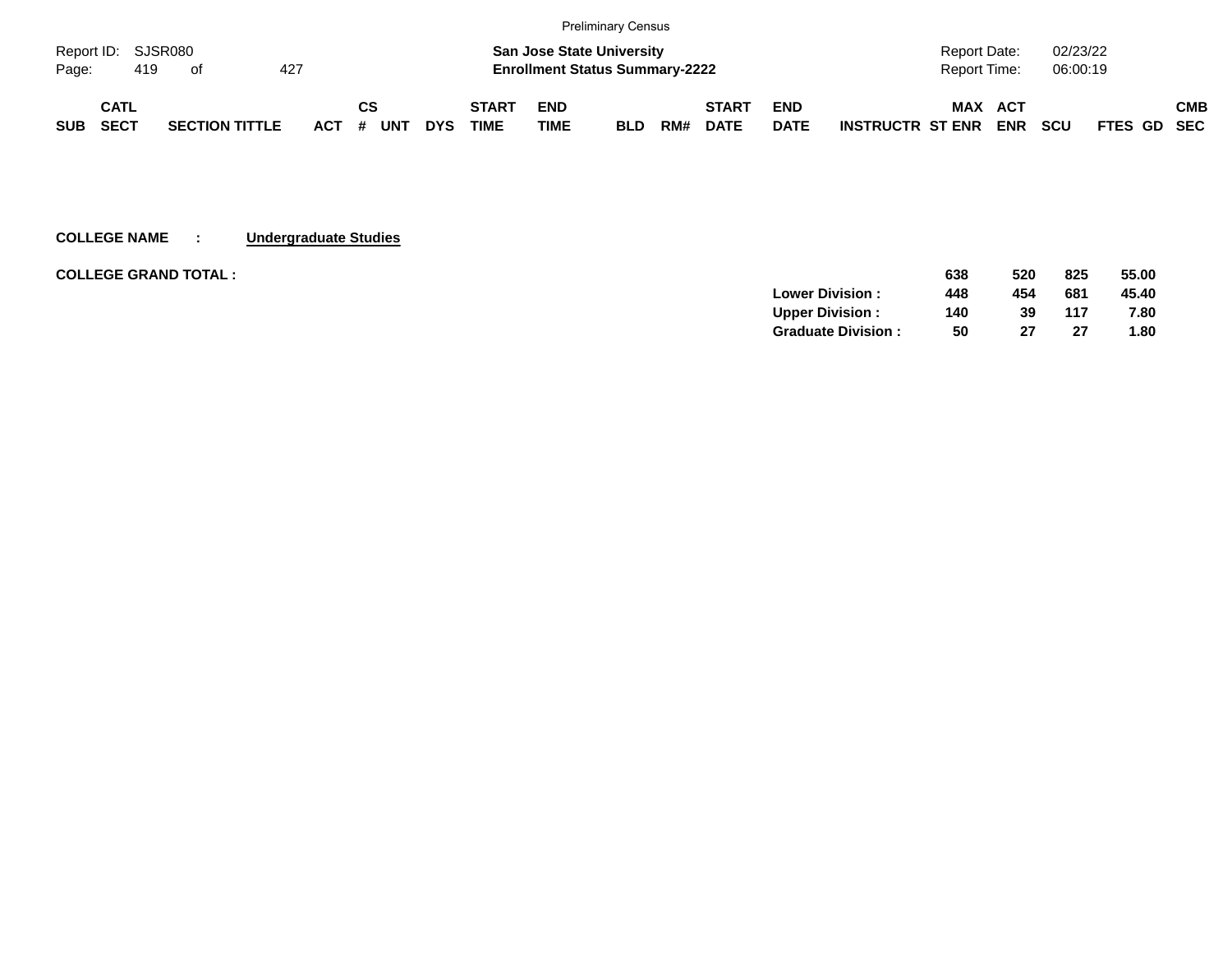Preliminary Census

Report ID: SJSR080 | **San Jose State University** | Report Date: 02/23/22
**Enrollment Status Summary-2222** | Report Time: 06:00:19

| SUB | CATL SECT | SECTION TITTLE | ACT | CS # | UNT | DYS | START TIME | END TIME | BLD | RM# | START DATE | END DATE | INSTRUCTR | MAX ST ENR | ACT ENR | SCU | FTES | GD | CMB SEC |
|---|---|---|---|---|---|---|---|---|---|---|---|---|---|---|---|---|---|---|---|

**COLLEGE NAME : Undergraduate Studies**

**COLLEGE GRAND TOTAL :**

| | MAX ST ENR | ACT ENR | SCU | FTES |
|---|---|---|---|---|
| | **638** | **520** | **825** | **55.00** |
| **Lower Division :** | **448** | **454** | **681** | **45.40** |
| **Upper Division :** | **140** | **39** | **117** | **7.80** |
| **Graduate Division :** | **50** | **27** | **27** | **1.80** |